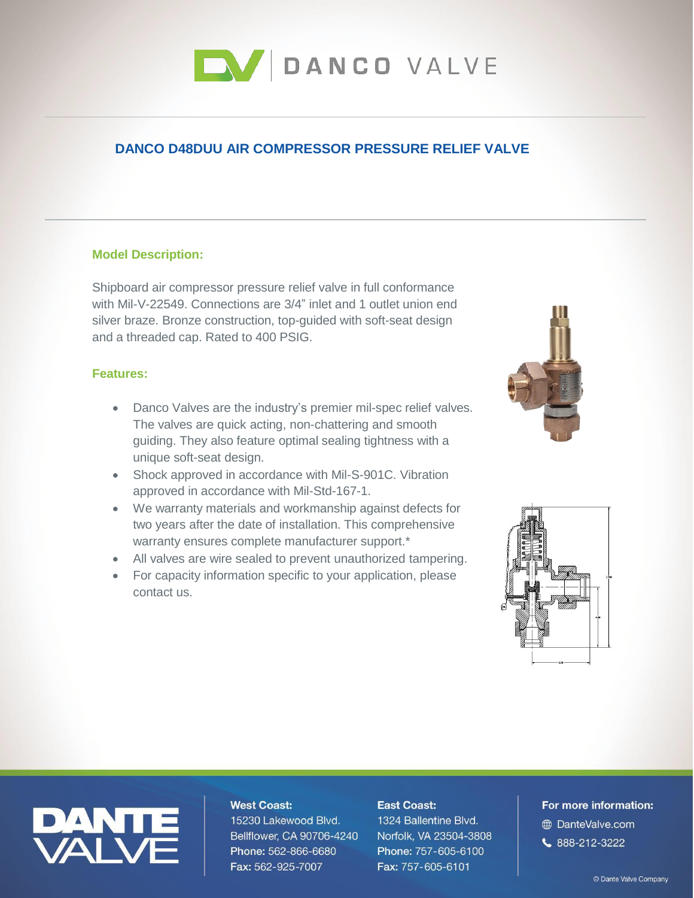# DANCO VALVE

## DANCO D48DUU AIR COMPRESSOR PRESSURE RELIEF VALVE

### Model Description:

Shipboard air compressor pressure relief valve in full conformance with Mil-V-22549. Connections are 3/4" inlet and 1 outlet union end silver braze. Bronze construction, top-guided with soft-seat design and a threaded cap. Rated to 400 PSIG.

### Features:

- Danco Valves are the industry's premier mil-spec relief valves. The valves are quick acting, non-chattering and smooth guiding. They also feature optimal sealing tightness with a unique soft-seat design.
- Shock approved in accordance with Mil-S-901C. Vibration approved in accordance with Mil-Std-167-1.
- We warranty materials and workmanship against defects for two years after the date of installation. This comprehensive warranty ensures complete manufacturer support.*
- All valves are wire sealed to prevent unauthorized tampering.
- For capacity information specific to your application, please contact us.

DANTE VALVE

**West Coast:**
15230 Lakewood Blvd.
Bellflower, CA 90706-4240
**Phone:** 562-866-6680
**Fax:** 562-925-7007

**East Coast:**
1324 Ballentine Blvd.
Norfolk, VA 23504-3808
**Phone:** 757-605-6100
**Fax:** 757-605-6101

**For more information:**
DanteValve.com
888-212-3222

© Dante Valve Company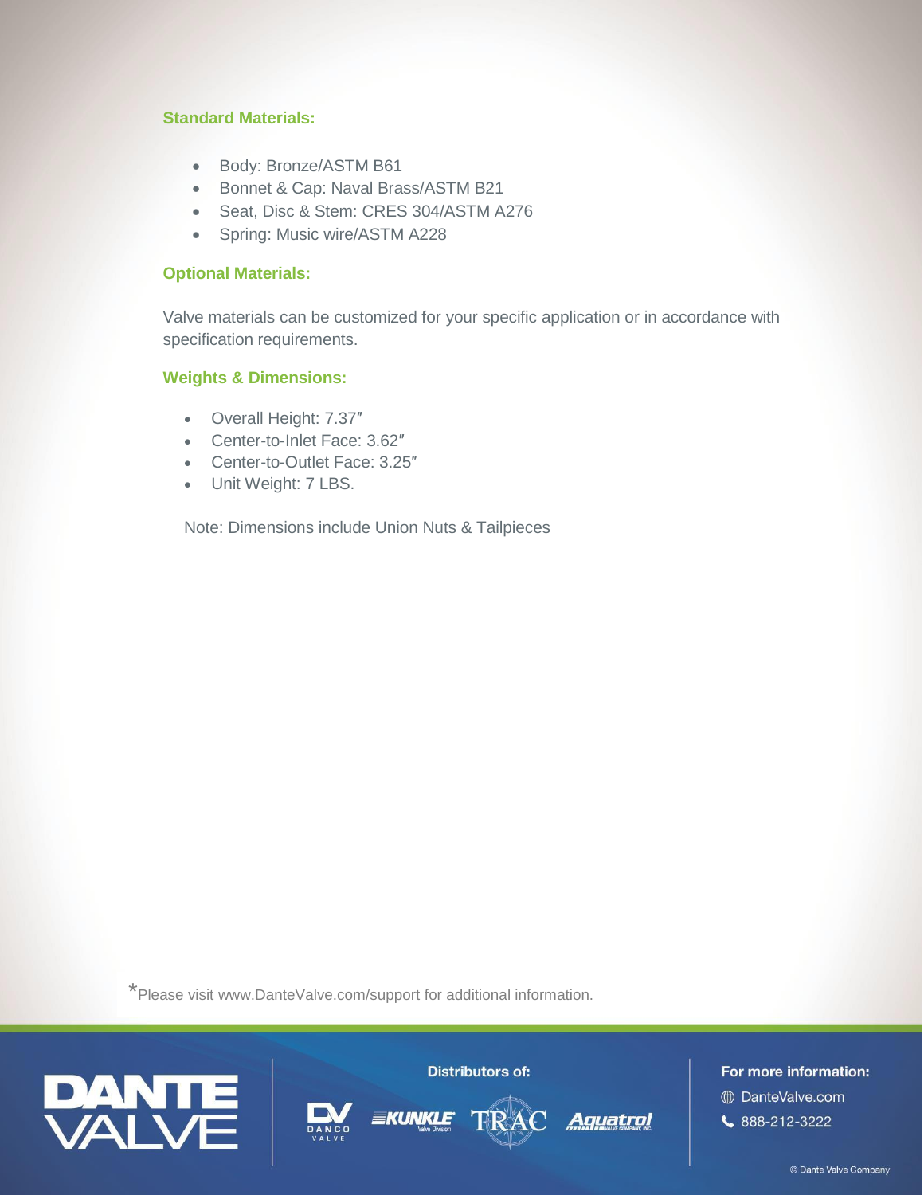### Standard Materials:

- Body: Bronze/ASTM B61
- Bonnet & Cap: Naval Brass/ASTM B21
- Seat, Disc & Stem: CRES 304/ASTM A276
- Spring: Music wire/ASTM A228

### Optional Materials:

Valve materials can be customized for your specific application or in accordance with specification requirements.

### Weights & Dimensions:

- Overall Height: 7.37″
- Center-to-Inlet Face: 3.62″
- Center-to-Outlet Face: 3.25″
- Unit Weight: 7 LBS.

Note: Dimensions include Union Nuts & Tailpieces

*Please visit www.DanteValve.com/support for additional information.

DANTE VALVE

Distributors of: DANCO VALVE, KUNKLE Valve Division, TRAC, Aquatrol Valve Company, Inc.

For more information:

DanteValve.com

888-212-3222

© Dante Valve Company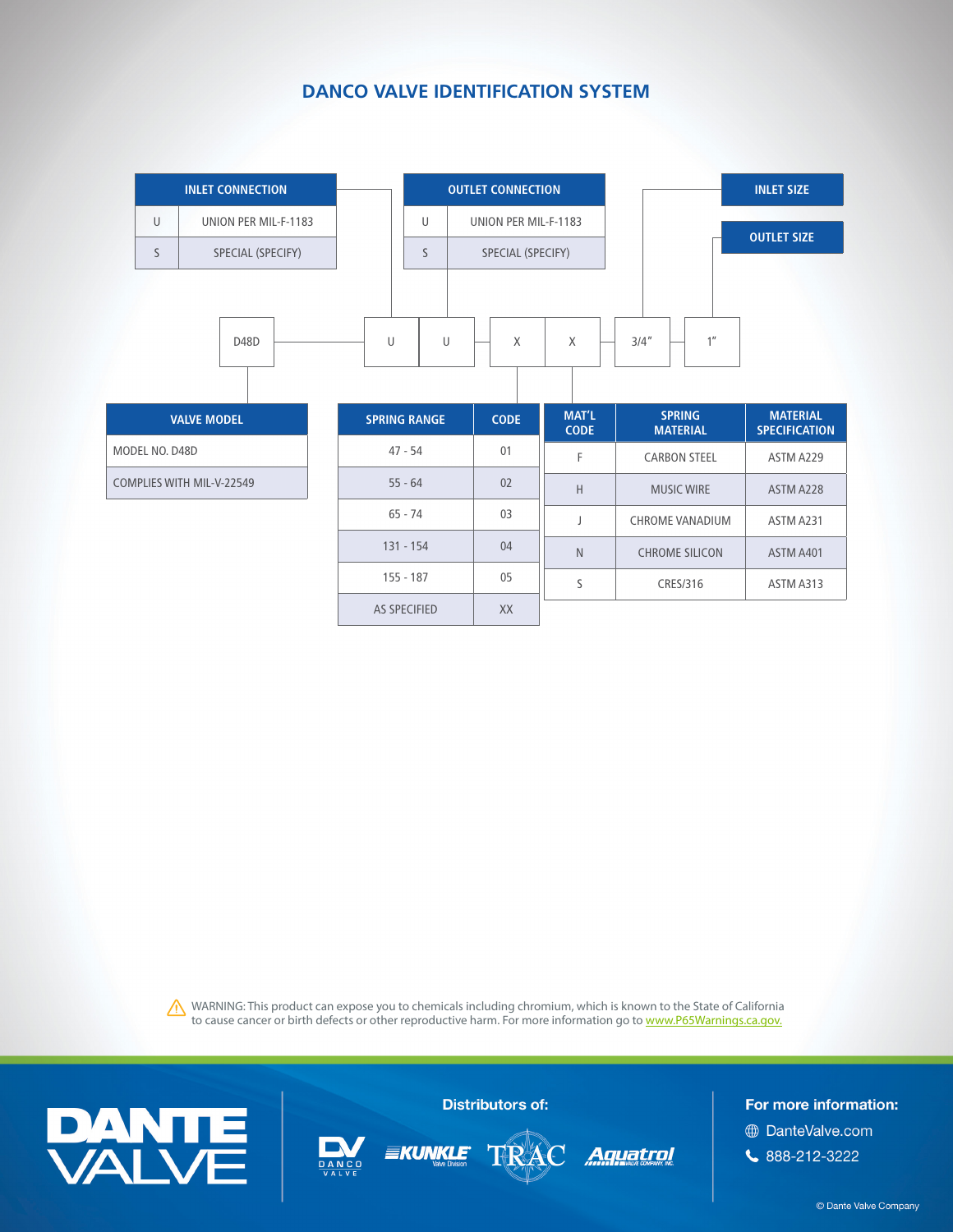## DANCO VALVE IDENTIFICATION SYSTEM

| INLET CONNECTION | |
|---|---|
| U | UNION PER MIL-F-1183 |
| S | SPECIAL (SPECIFY) |

| OUTLET CONNECTION | |
|---|---|
| U | UNION PER MIL-F-1183 |
| S | SPECIAL (SPECIFY) |

INLET SIZE

OUTLET SIZE

D48D — U U X X 3/4" 1"

| VALVE MODEL |
|---|
| MODEL NO. D48D |
| COMPLIES WITH MIL-V-22549 |

| SPRING RANGE | CODE |
|---|---|
| 47 - 54 | 01 |
| 55 - 64 | 02 |
| 65 - 74 | 03 |
| 131 - 154 | 04 |
| 155 - 187 | 05 |
| AS SPECIFIED | XX |

| MAT'L CODE | SPRING MATERIAL | MATERIAL SPECIFICATION |
|---|---|---|
| F | CARBON STEEL | ASTM A229 |
| H | MUSIC WIRE | ASTM A228 |
| J | CHROME VANADIUM | ASTM A231 |
| N | CHROME SILICON | ASTM A401 |
| S | CRES/316 | ASTM A313 |

⚠ WARNING: This product can expose you to chemicals including chromium, which is known to the State of California to cause cancer or birth defects or other reproductive harm. For more information go to www.P65Warnings.ca.gov.

DANTE VALVE

Distributors of: DANCO VALVE, KUNKLE Valve Division, TRAC, Aquatrol Valve Company, Inc.

For more information:
DanteValve.com
888-212-3222

© Dante Valve Company